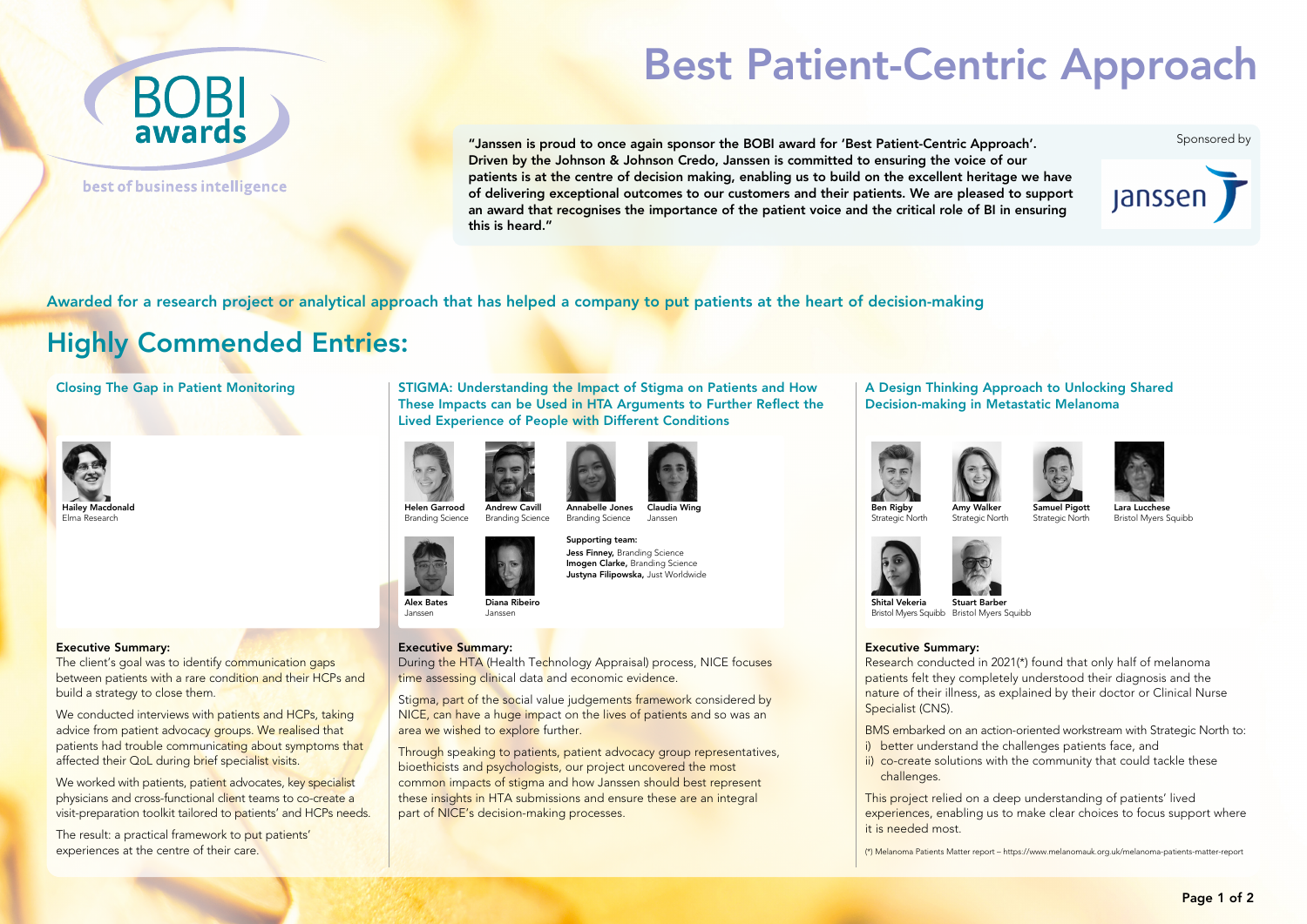BOBI awards

best of business intelligence

# Best Patient-Centric Approach

"Janssen is proud to once again sponsor the BOBI award for 'Best Patient-Centric Approach'. Driven by the Johnson & Johnson Credo, Janssen is committed to ensuring the voice of our patients is at the centre of decision making, enabling us to build on the excellent heritage we have of delivering exceptional outcomes to our customers and their patients. We are pleased to support an award that recognises the importance of the patient voice and the critical role of BI in ensuring this is heard."

Sponsored by

janssen

Awarded for a research project or analytical approach that has helped a company to put patients at the heart of decision-making

## Highly Commended Entries:

### Closing The Gap in Patient Monitoring

**Hailey Macdonald**
Elma Research

**Executive Summary:**

The client's goal was to identify communication gaps between patients with a rare condition and their HCPs and build a strategy to close them.

We conducted interviews with patients and HCPs, taking advice from patient advocacy groups. We realised that patients had trouble communicating about symptoms that affected their QoL during brief specialist visits.

We worked with patients, patient advocates, key specialist physicians and cross-functional client teams to co-create a visit-preparation toolkit tailored to patients' and HCPs needs.

The result: a practical framework to put patients' experiences at the centre of their care.

### STIGMA: Understanding the Impact of Stigma on Patients and How These Impacts can be Used in HTA Arguments to Further Reflect the Lived Experience of People with Different Conditions

**Helen Garrood**
Branding Science

**Andrew Cavill**
Branding Science

**Annabelle Jones**
Branding Science

**Claudia Wing**
Janssen

**Alex Bates**
Janssen

**Diana Ribeiro**
Janssen

**Supporting team:**
**Jess Finney,** Branding Science
**Imogen Clarke,** Branding Science
**Justyna Filipowska,** Just Worldwide

**Executive Summary:**

During the HTA (Health Technology Appraisal) process, NICE focuses time assessing clinical data and economic evidence.

Stigma, part of the social value judgements framework considered by NICE, can have a huge impact on the lives of patients and so was an area we wished to explore further.

Through speaking to patients, patient advocacy group representatives, bioethicists and psychologists, our project uncovered the most common impacts of stigma and how Janssen should best represent these insights in HTA submissions and ensure these are an integral part of NICE's decision-making processes.

### A Design Thinking Approach to Unlocking Shared Decision-making in Metastatic Melanoma

**Ben Rigby**
Strategic North

**Amy Walker**
Strategic North

**Samuel Pigott**
Strategic North

**Lara Lucchese**
Bristol Myers Squibb

**Shital Vekeria**
Bristol Myers Squibb

**Stuart Barber**
Bristol Myers Squibb

**Executive Summary:**

Research conducted in 2021(*) found that only half of melanoma patients felt they completely understood their diagnosis and the nature of their illness, as explained by their doctor or Clinical Nurse Specialist (CNS).

BMS embarked on an action-oriented workstream with Strategic North to:

i) better understand the challenges patients face, and
ii) co-create solutions with the community that could tackle these challenges.

This project relied on a deep understanding of patients' lived experiences, enabling us to make clear choices to focus support where it is needed most.

(*) Melanoma Patients Matter report – https://www.melanomauk.org.uk/melanoma-patients-matter-report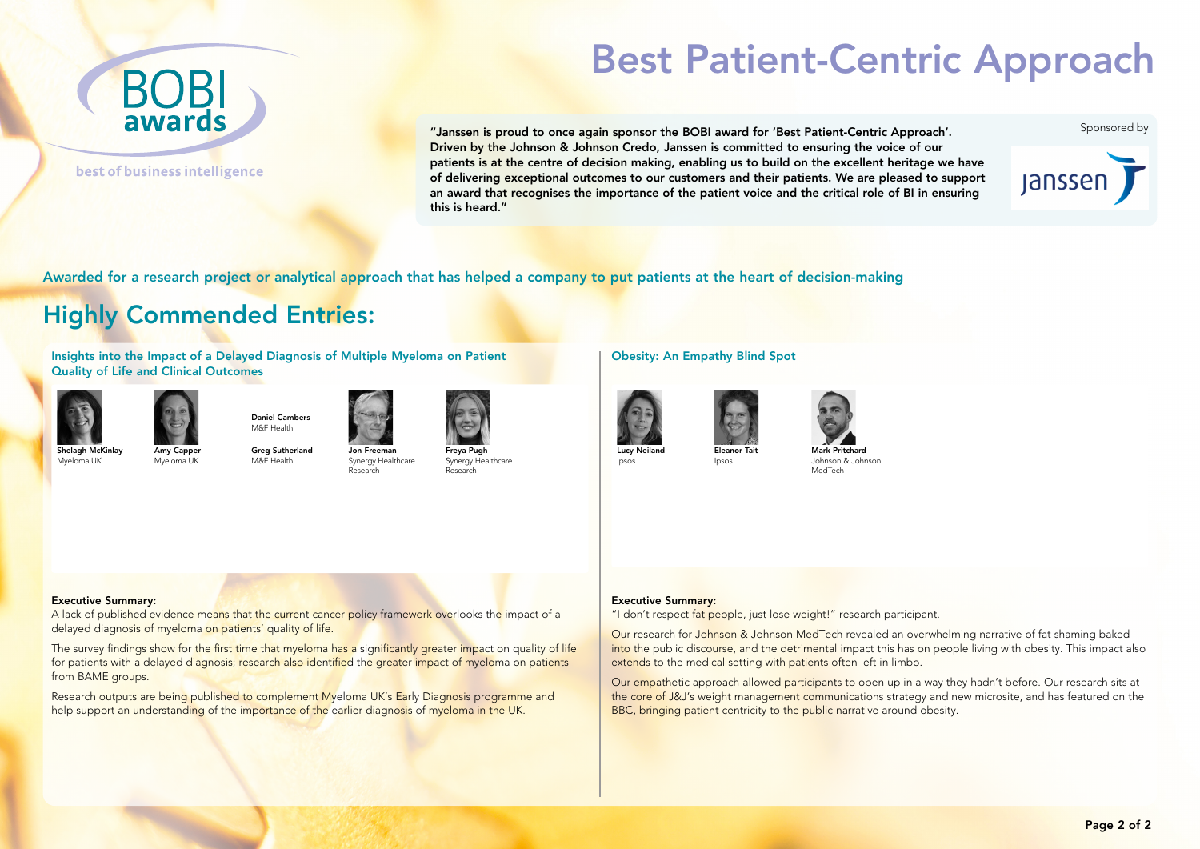# Best Patient-Centric Approach

BOBI awards

best of business intelligence

**"Janssen is proud to once again sponsor the BOBI award for 'Best Patient-Centric Approach'. Driven by the Johnson & Johnson Credo, Janssen is committed to ensuring the voice of our patients is at the centre of decision making, enabling us to build on the excellent heritage we have of delivering exceptional outcomes to our customers and their patients. We are pleased to support an award that recognises the importance of the patient voice and the critical role of BI in ensuring this is heard."**

Sponsored by

janssen

**Awarded for a research project or analytical approach that has helped a company to put patients at the heart of decision-making**

## Highly Commended Entries:

### Insights into the Impact of a Delayed Diagnosis of Multiple Myeloma on Patient Quality of Life and Clinical Outcomes

**Shelagh McKinlay**
Myeloma UK

**Amy Capper**
Myeloma UK

**Daniel Cambers**
M&F Health

**Greg Sutherland**
M&F Health

**Jon Freeman**
Synergy Healthcare Research

**Freya Pugh**
Synergy Healthcare Research

**Executive Summary:**

A lack of published evidence means that the current cancer policy framework overlooks the impact of a delayed diagnosis of myeloma on patients' quality of life.

The survey findings show for the first time that myeloma has a significantly greater impact on quality of life for patients with a delayed diagnosis; research also identified the greater impact of myeloma on patients from BAME groups.

Research outputs are being published to complement Myeloma UK's Early Diagnosis programme and help support an understanding of the importance of the earlier diagnosis of myeloma in the UK.

### Obesity: An Empathy Blind Spot

**Lucy Neiland**
Ipsos

**Eleanor Tait**
Ipsos

**Mark Pritchard**
Johnson & Johnson MedTech

**Executive Summary:**

"I don't respect fat people, just lose weight!" research participant.

Our research for Johnson & Johnson MedTech revealed an overwhelming narrative of fat shaming baked into the public discourse, and the detrimental impact this has on people living with obesity. This impact also extends to the medical setting with patients often left in limbo.

Our empathetic approach allowed participants to open up in a way they hadn't before. Our research sits at the core of J&J's weight management communications strategy and new microsite, and has featured on the BBC, bringing patient centricity to the public narrative around obesity.